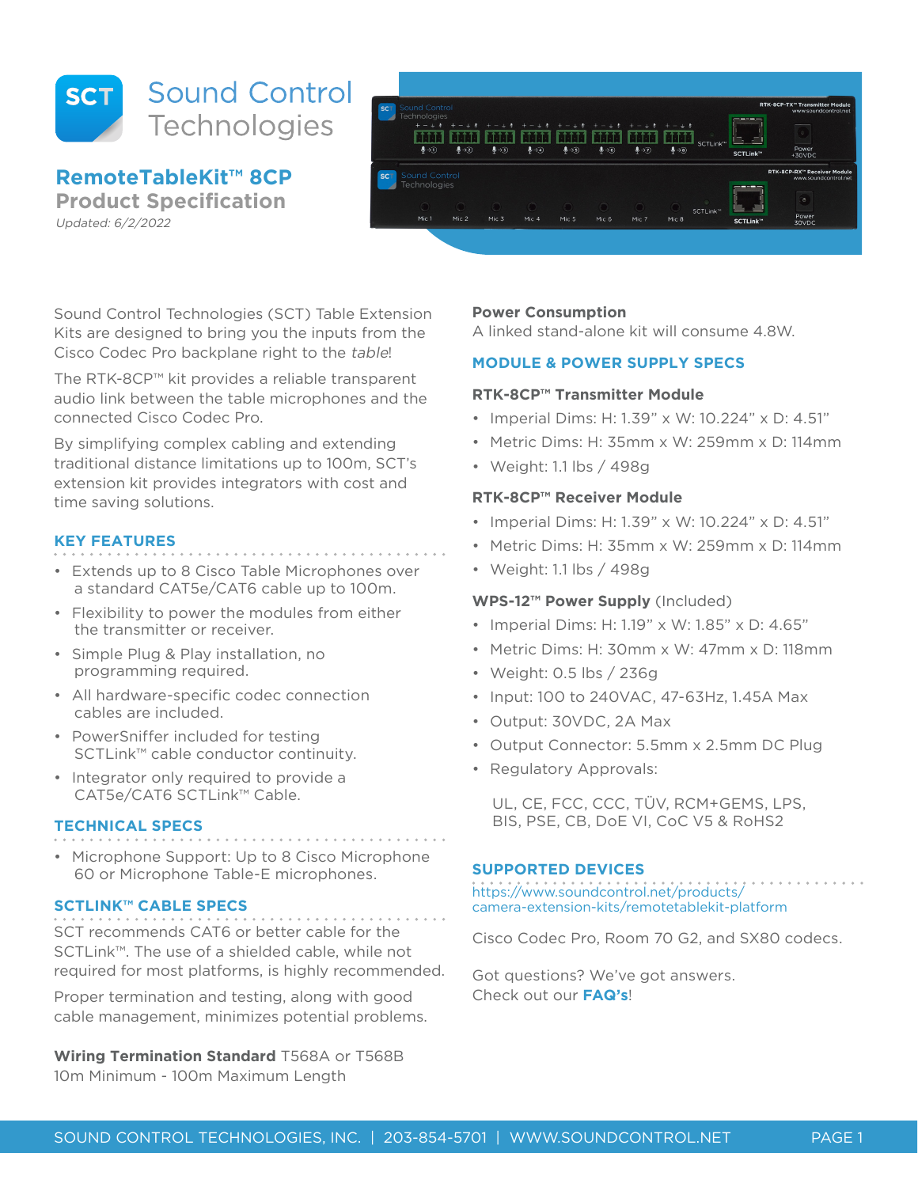# Sound Control Technologies

## RemoteTableKit™ 8CP
## Product Specification

*Updated: 6/2/2022*

Sound Control Technologies (SCT) Table Extension Kits are designed to bring you the inputs from the Cisco Codec Pro backplane right to the *table*!

The RTK-8CP™ kit provides a reliable transparent audio link between the table microphones and the connected Cisco Codec Pro.

By simplifying complex cabling and extending traditional distance limitations up to 100m, SCT's extension kit provides integrators with cost and time saving solutions.

### KEY FEATURES

- Extends up to 8 Cisco Table Microphones over a standard CAT5e/CAT6 cable up to 100m.
- Flexibility to power the modules from either the transmitter or receiver.
- Simple Plug & Play installation, no programming required.
- All hardware-specific codec connection cables are included.
- PowerSniffer included for testing SCTLink™ cable conductor continuity.
- Integrator only required to provide a CAT5e/CAT6 SCTLink™ Cable.

### TECHNICAL SPECS

- Microphone Support: Up to 8 Cisco Microphone 60 or Microphone Table-E microphones.

### SCTLINK™ CABLE SPECS

SCT recommends CAT6 or better cable for the SCTLink™. The use of a shielded cable, while not required for most platforms, is highly recommended.

Proper termination and testing, along with good cable management, minimizes potential problems.

**Wiring Termination Standard** T568A or T568B
10m Minimum - 100m Maximum Length

**Power Consumption**
A linked stand-alone kit will consume 4.8W.

### MODULE & POWER SUPPLY SPECS

**RTK-8CP™ Transmitter Module**

- Imperial Dims: H: 1.39" x W: 10.224" x D: 4.51"
- Metric Dims: H: 35mm x W: 259mm x D: 114mm
- Weight: 1.1 lbs / 498g

**RTK-8CP™ Receiver Module**

- Imperial Dims: H: 1.39" x W: 10.224" x D: 4.51"
- Metric Dims: H: 35mm x W: 259mm x D: 114mm
- Weight: 1.1 lbs / 498g

**WPS-12™ Power Supply** (Included)

- Imperial Dims: H: 1.19" x W: 1.85" x D: 4.65"
- Metric Dims: H: 30mm x W: 47mm x D: 118mm
- Weight: 0.5 lbs / 236g
- Input: 100 to 240VAC, 47-63Hz, 1.45A Max
- Output: 30VDC, 2A Max
- Output Connector: 5.5mm x 2.5mm DC Plug
- Regulatory Approvals:

  UL, CE, FCC, CCC, TÜV, RCM+GEMS, LPS, BIS, PSE, CB, DoE VI, CoC V5 & RoHS2

### SUPPORTED DEVICES

https://www.soundcontrol.net/products/camera-extension-kits/remotetablekit-platform

Cisco Codec Pro, Room 70 G2, and SX80 codecs.

Got questions? We've got answers.
Check out our **FAQ's**!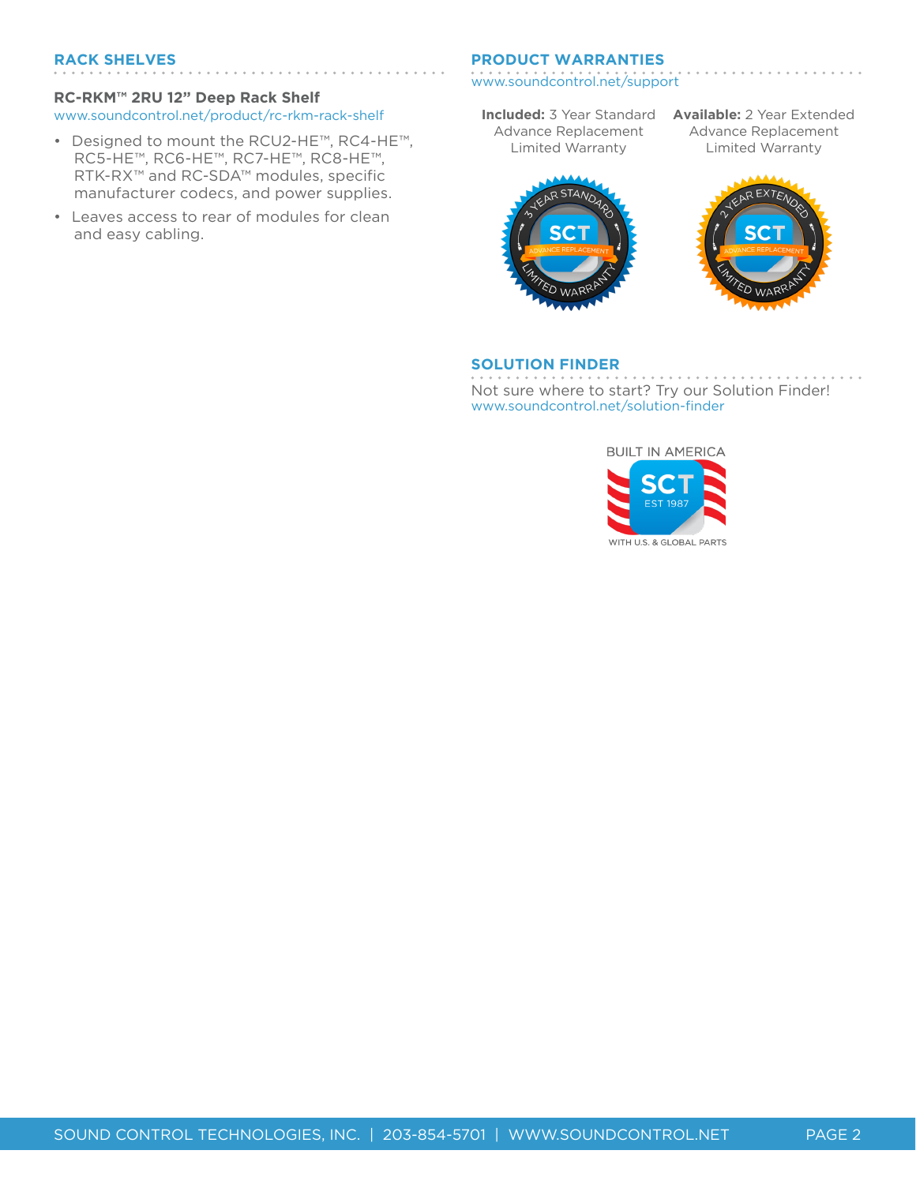## RACK SHELVES

**RC-RKM™ 2RU 12" Deep Rack Shelf**
www.soundcontrol.net/product/rc-rkm-rack-shelf

- Designed to mount the RCU2-HE™, RC4-HE™, RC5-HE™, RC6-HE™, RC7-HE™, RC8-HE™, RTK-RX™ and RC-SDA™ modules, specific manufacturer codecs, and power supplies.
- Leaves access to rear of modules for clean and easy cabling.

## PRODUCT WARRANTIES

www.soundcontrol.net/support

**Included:** 3 Year Standard Advance Replacement Limited Warranty

**Available:** 2 Year Extended Advance Replacement Limited Warranty

## SOLUTION FINDER

Not sure where to start? Try our Solution Finder!
www.soundcontrol.net/solution-finder

BUILT IN AMERICA

WITH U.S. & GLOBAL PARTS

SOUND CONTROL TECHNOLOGIES, INC. | 203-854-5701 | WWW.SOUNDCONTROL.NET